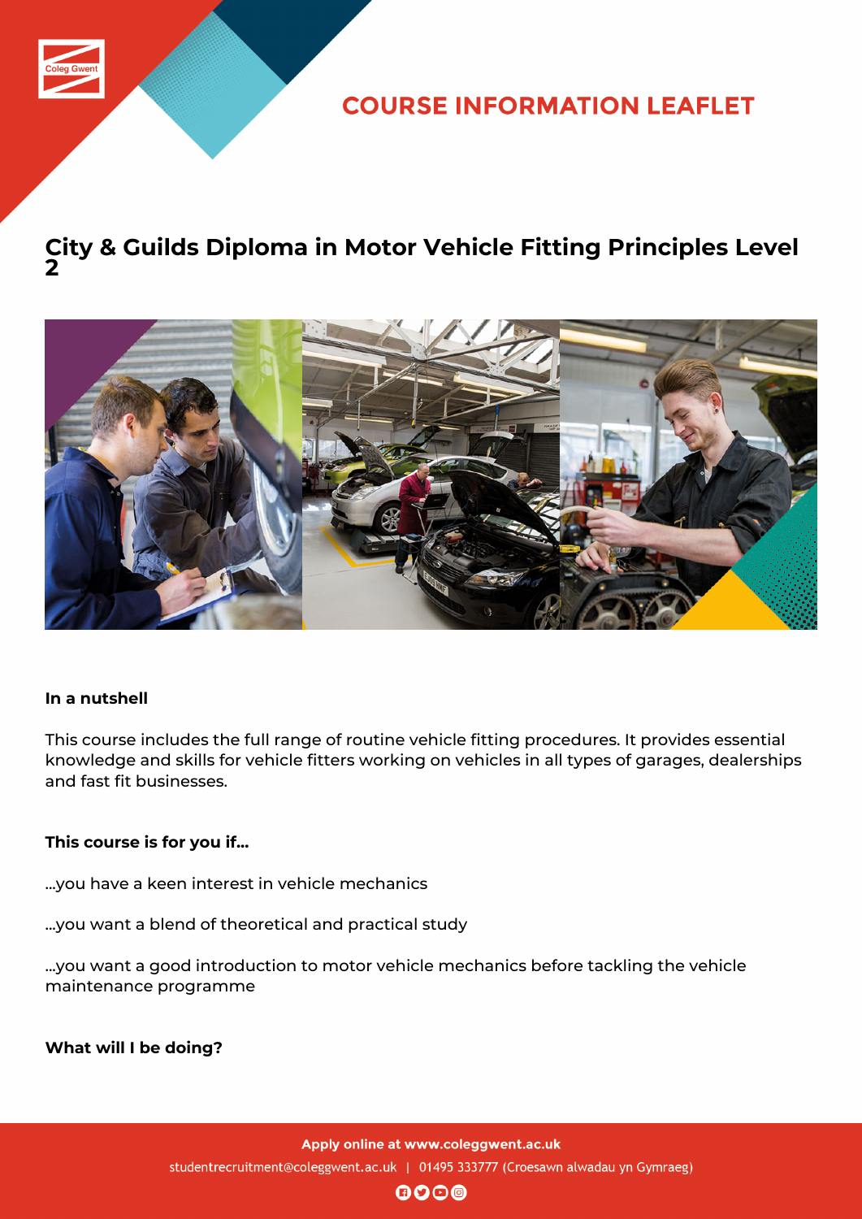# COURSE INFORMATION LEAFLET

## City & Guilds Diploma in Motor Vehicle Fitting Principles Level 2

**In a nutshell**

This course includes the full range of routine vehicle fitting procedures. It provides essential knowledge and skills for vehicle fitters working on vehicles in all types of garages, dealerships and fast fit businesses.

**This course is for you if...**

...you have a keen interest in vehicle mechanics

...you want a blend of theoretical and practical study

...you want a good introduction to motor vehicle mechanics before tackling the vehicle maintenance programme

**What will I be doing?**

**Apply online at www.coleggwent.ac.uk**

studentrecruitment@coleggwent.ac.uk | 01495 333777 (Croesawn alwadau yn Gymraeg)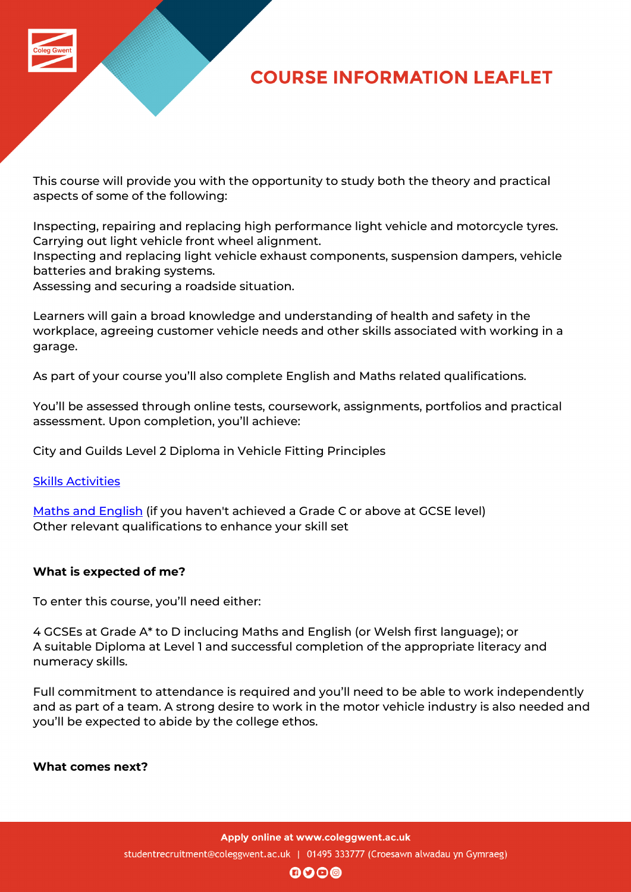# COURSE INFORMATION LEAFLET

This course will provide you with the opportunity to study both the theory and practical aspects of some of the following:

Inspecting, repairing and replacing high performance light vehicle and motorcycle tyres.
Carrying out light vehicle front wheel alignment.
Inspecting and replacing light vehicle exhaust components, suspension dampers, vehicle batteries and braking systems.
Assessing and securing a roadside situation.

Learners will gain a broad knowledge and understanding of health and safety in the workplace, agreeing customer vehicle needs and other skills associated with working in a garage.

As part of your course you'll also complete English and Maths related qualifications.

You'll be assessed through online tests, coursework, assignments, portfolios and practical assessment. Upon completion, you'll achieve:

City and Guilds Level 2 Diploma in Vehicle Fitting Principles

Skills Activities

Maths and English (if you haven't achieved a Grade C or above at GCSE level)
Other relevant qualifications to enhance your skill set

**What is expected of me?**

To enter this course, you'll need either:

4 GCSEs at Grade A* to D inclucing Maths and English (or Welsh first language); or
A suitable Diploma at Level 1 and successful completion of the appropriate literacy and numeracy skills.

Full commitment to attendance is required and you'll need to be able to work independently and as part of a team. A strong desire to work in the motor vehicle industry is also needed and you'll be expected to abide by the college ethos.

**What comes next?**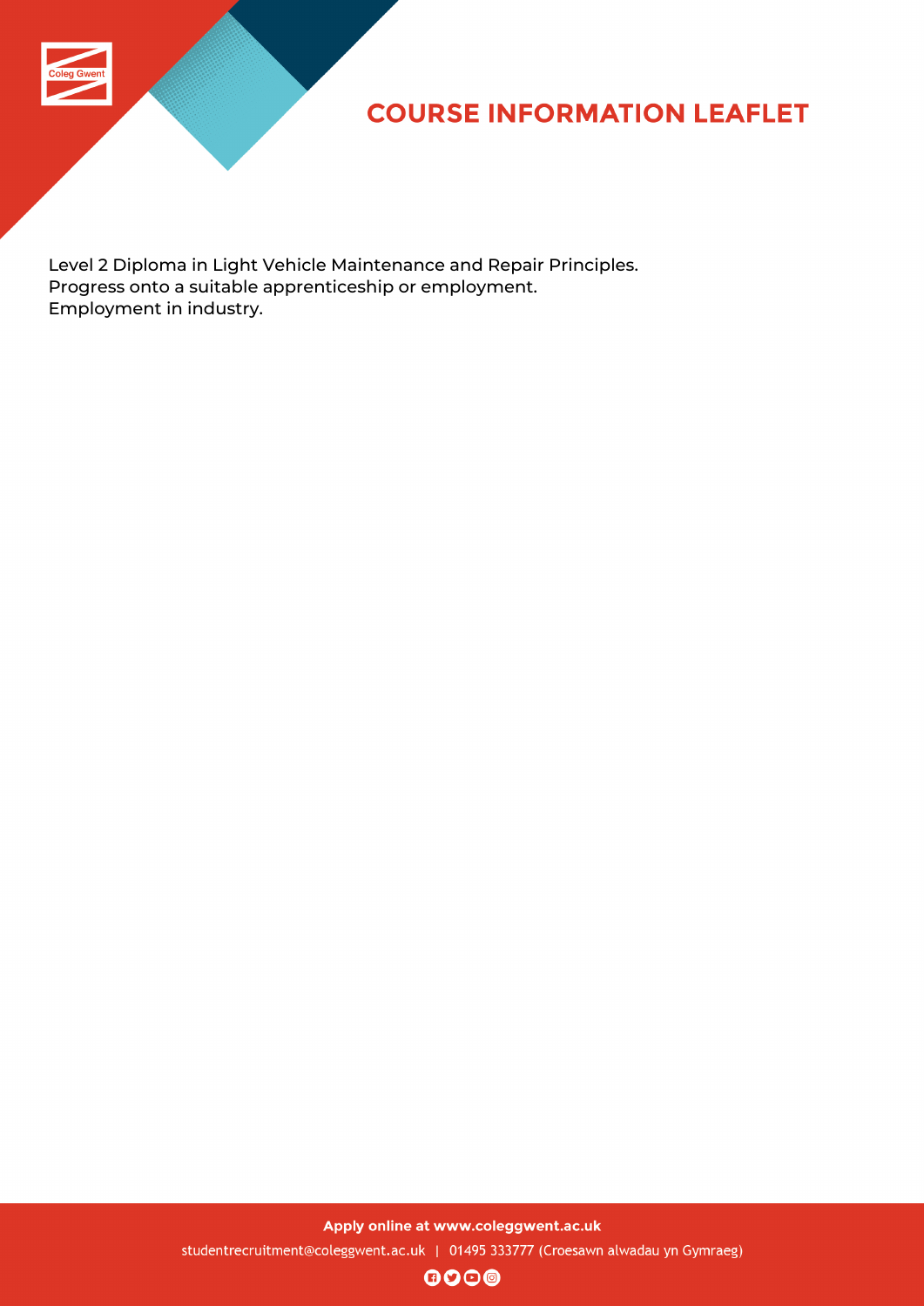Level 2 Diploma in Light Vehicle Maintenance and Repair Principles.
Progress onto a suitable apprenticeship or employment.
Employment in industry.